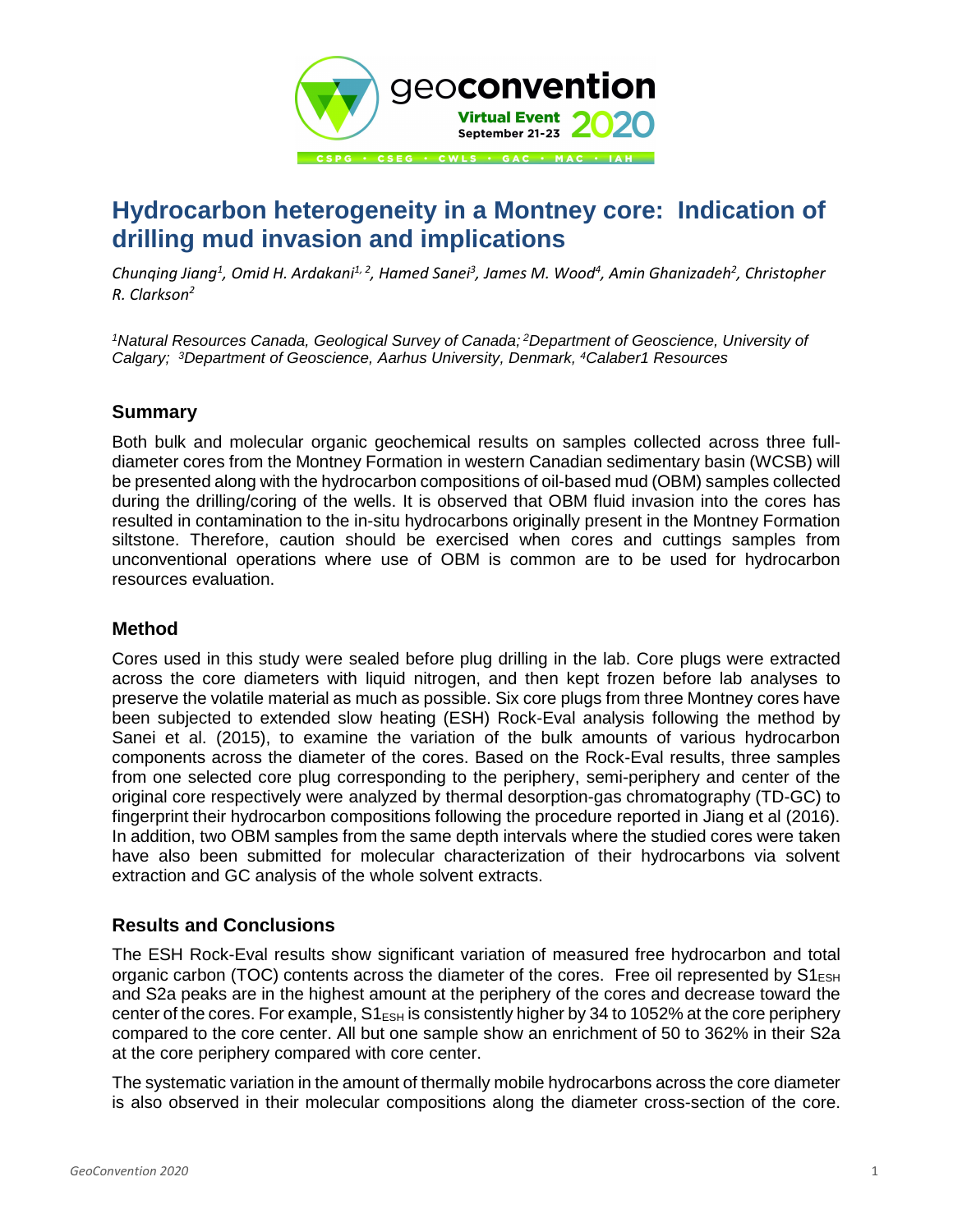# Hydrocarbon heterogeneity in a Montney core: Indication of drilling mud invasion and implications

*Chunqing Jiang[1], Omid H. Ardakani[1, 2], Hamed Sanei[3], James M. Wood[4], Amin Ghanizadeh[2], Christopher R. Clarkson[2]*

*[1]Natural Resources Canada, Geological Survey of Canada; [2]Department of Geoscience, University of Calgary; [3]Department of Geoscience, Aarhus University, Denmark, [4]Calaber1 Resources*

## Summary

Both bulk and molecular organic geochemical results on samples collected across three full-diameter cores from the Montney Formation in western Canadian sedimentary basin (WCSB) will be presented along with the hydrocarbon compositions of oil-based mud (OBM) samples collected during the drilling/coring of the wells. It is observed that OBM fluid invasion into the cores has resulted in contamination to the in-situ hydrocarbons originally present in the Montney Formation siltstone. Therefore, caution should be exercised when cores and cuttings samples from unconventional operations where use of OBM is common are to be used for hydrocarbon resources evaluation.

## Method

Cores used in this study were sealed before plug drilling in the lab. Core plugs were extracted across the core diameters with liquid nitrogen, and then kept frozen before lab analyses to preserve the volatile material as much as possible. Six core plugs from three Montney cores have been subjected to extended slow heating (ESH) Rock-Eval analysis following the method by Sanei et al. (2015), to examine the variation of the bulk amounts of various hydrocarbon components across the diameter of the cores. Based on the Rock-Eval results, three samples from one selected core plug corresponding to the periphery, semi-periphery and center of the original core respectively were analyzed by thermal desorption-gas chromatography (TD-GC) to fingerprint their hydrocarbon compositions following the procedure reported in Jiang et al (2016). In addition, two OBM samples from the same depth intervals where the studied cores were taken have also been submitted for molecular characterization of their hydrocarbons via solvent extraction and GC analysis of the whole solvent extracts.

## Results and Conclusions

The ESH Rock-Eval results show significant variation of measured free hydrocarbon and total organic carbon (TOC) contents across the diameter of the cores. Free oil represented by $S1_{ESH}$ and S2a peaks are in the highest amount at the periphery of the cores and decrease toward the center of the cores. For example, $S1_{ESH}$ is consistently higher by 34 to 1052% at the core periphery compared to the core center. All but one sample show an enrichment of 50 to 362% in their S2a at the core periphery compared with core center.

The systematic variation in the amount of thermally mobile hydrocarbons across the core diameter is also observed in their molecular compositions along the diameter cross-section of the core.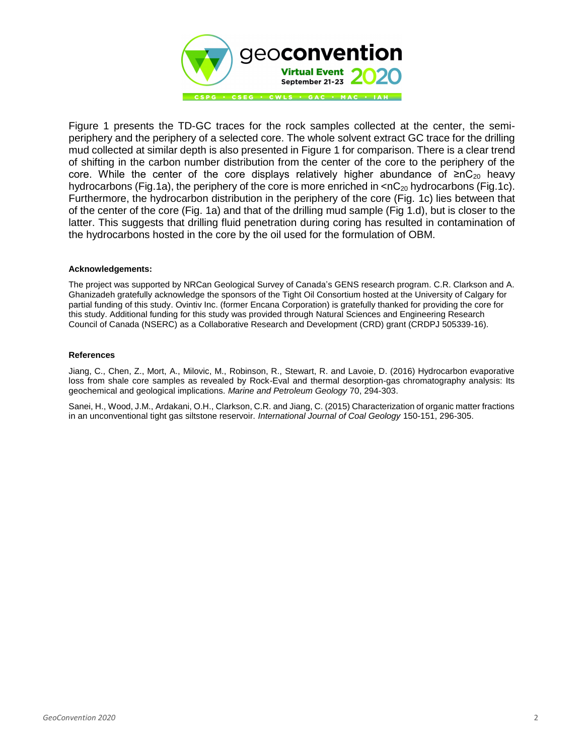Figure 1 presents the TD-GC traces for the rock samples collected at the center, the semi-periphery and the periphery of a selected core. The whole solvent extract GC trace for the drilling mud collected at similar depth is also presented in Figure 1 for comparison. There is a clear trend of shifting in the carbon number distribution from the center of the core to the periphery of the core. While the center of the core displays relatively higher abundance of $\geq nC_{20}$ heavy hydrocarbons (Fig.1a), the periphery of the core is more enriched in $<nC_{20}$ hydrocarbons (Fig.1c). Furthermore, the hydrocarbon distribution in the periphery of the core (Fig. 1c) lies between that of the center of the core (Fig. 1a) and that of the drilling mud sample (Fig 1.d), but is closer to the latter. This suggests that drilling fluid penetration during coring has resulted in contamination of the hydrocarbons hosted in the core by the oil used for the formulation of OBM.

#### Acknowledgements:

The project was supported by NRCan Geological Survey of Canada's GENS research program. C.R. Clarkson and A. Ghanizadeh gratefully acknowledge the sponsors of the Tight Oil Consortium hosted at the University of Calgary for partial funding of this study. Ovintiv Inc. (former Encana Corporation) is gratefully thanked for providing the core for this study. Additional funding for this study was provided through Natural Sciences and Engineering Research Council of Canada (NSERC) as a Collaborative Research and Development (CRD) grant (CRDPJ 505339-16).

#### References

Jiang, C., Chen, Z., Mort, A., Milovic, M., Robinson, R., Stewart, R. and Lavoie, D. (2016) Hydrocarbon evaporative loss from shale core samples as revealed by Rock-Eval and thermal desorption-gas chromatography analysis: Its geochemical and geological implications. *Marine and Petroleum Geology* 70, 294-303.

Sanei, H., Wood, J.M., Ardakani, O.H., Clarkson, C.R. and Jiang, C. (2015) Characterization of organic matter fractions in an unconventional tight gas siltstone reservoir. *International Journal of Coal Geology* 150-151, 296-305.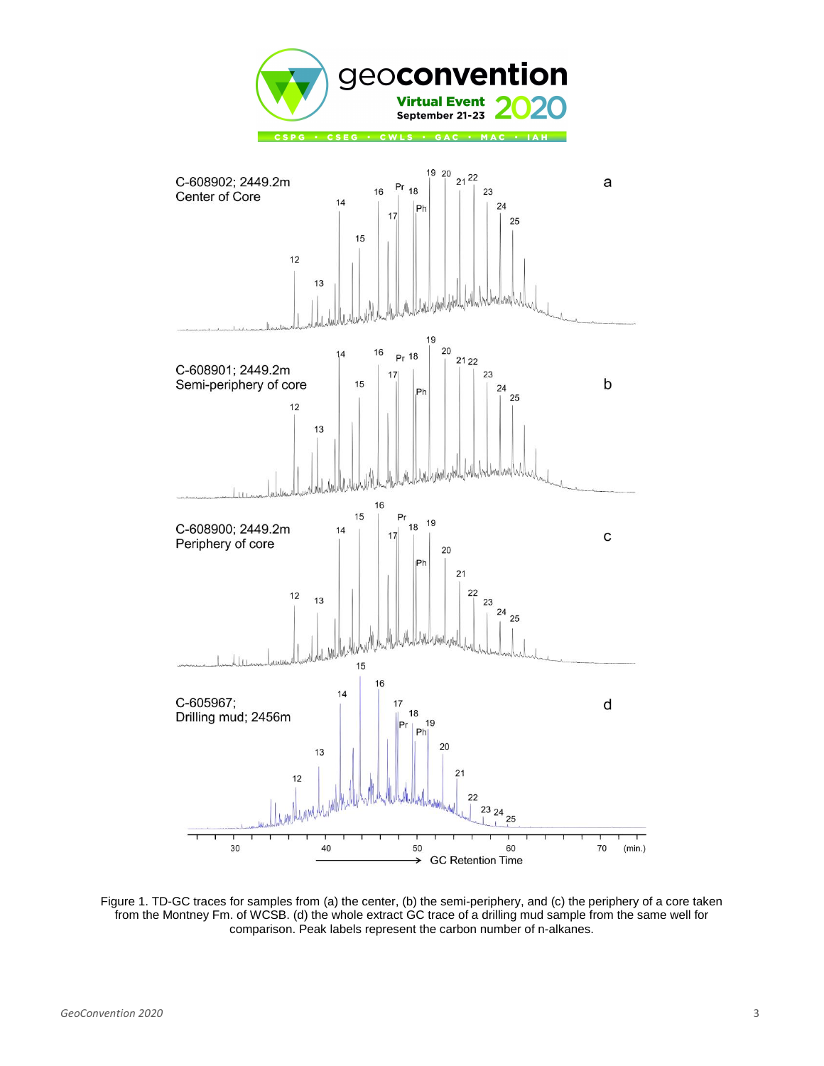C-608902; 2449.2m
Center of Core

a

12
13
14
15
16
17
Pr
18
Ph
19
20
21
22
23
24
25

C-608901; 2449.2m
Semi-periphery of core

b

12
13
14
15
16
17
Pr
18
Ph
19
20
21
22
23
24
25

C-608900; 2449.2m
Periphery of core

c

12
13
14
15
16
17
Pr
18
Ph
19
20
21
22
23
24
25

C-605967;
Drilling mud; 2456m

d

12
13
14
15
16
17
Pr
18
Ph
19
20
21
22
23
24
25

30
40
50
60
70
(min.)

GC Retention Time

Figure 1. TD-GC traces for samples from (a) the center, (b) the semi-periphery, and (c) the periphery of a core taken from the Montney Fm. of WCSB. (d) the whole extract GC trace of a drilling mud sample from the same well for comparison. Peak labels represent the carbon number of n-alkanes.